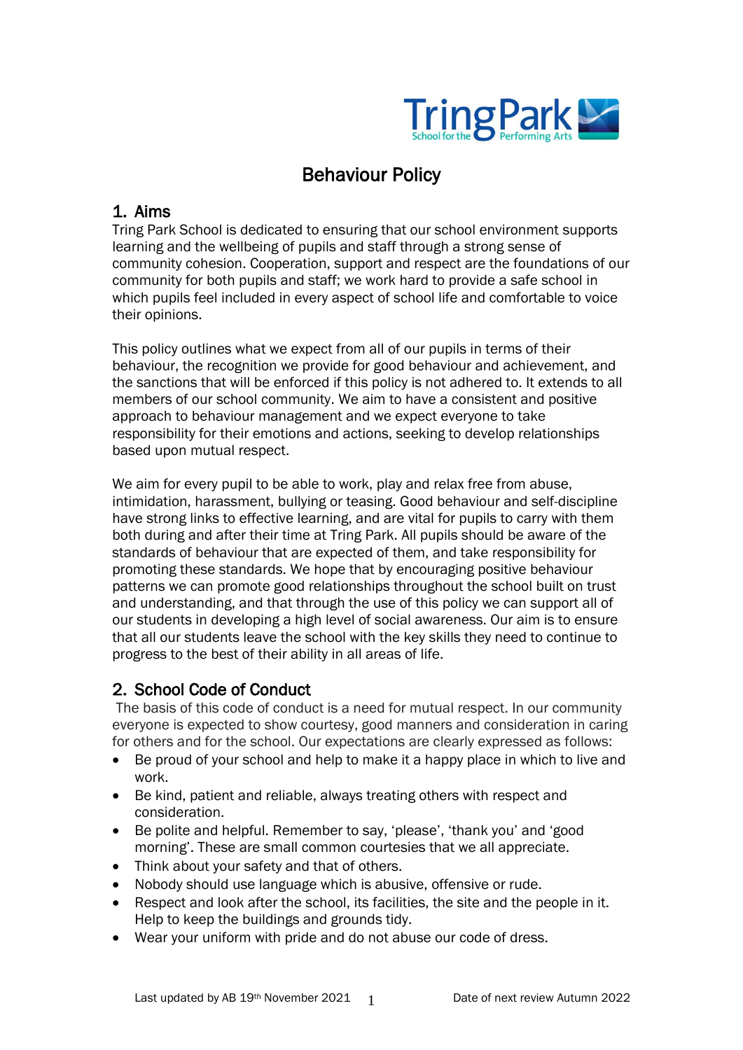# Behaviour Policy

## 1. Aims

Tring Park School is dedicated to ensuring that our school environment supports learning and the wellbeing of pupils and staff through a strong sense of community cohesion. Cooperation, support and respect are the foundations of our community for both pupils and staff; we work hard to provide a safe school in which pupils feel included in every aspect of school life and comfortable to voice their opinions.

This policy outlines what we expect from all of our pupils in terms of their behaviour, the recognition we provide for good behaviour and achievement, and the sanctions that will be enforced if this policy is not adhered to. It extends to all members of our school community. We aim to have a consistent and positive approach to behaviour management and we expect everyone to take responsibility for their emotions and actions, seeking to develop relationships based upon mutual respect.

We aim for every pupil to be able to work, play and relax free from abuse, intimidation, harassment, bullying or teasing. Good behaviour and self-discipline have strong links to effective learning, and are vital for pupils to carry with them both during and after their time at Tring Park. All pupils should be aware of the standards of behaviour that are expected of them, and take responsibility for promoting these standards. We hope that by encouraging positive behaviour patterns we can promote good relationships throughout the school built on trust and understanding, and that through the use of this policy we can support all of our students in developing a high level of social awareness. Our aim is to ensure that all our students leave the school with the key skills they need to continue to progress to the best of their ability in all areas of life.

## 2. School Code of Conduct

The basis of this code of conduct is a need for mutual respect. In our community everyone is expected to show courtesy, good manners and consideration in caring for others and for the school. Our expectations are clearly expressed as follows:

- Be proud of your school and help to make it a happy place in which to live and work.
- Be kind, patient and reliable, always treating others with respect and consideration.
- Be polite and helpful. Remember to say, 'please', 'thank you' and 'good morning'. These are small common courtesies that we all appreciate.
- Think about your safety and that of others.
- Nobody should use language which is abusive, offensive or rude.
- Respect and look after the school, its facilities, the site and the people in it. Help to keep the buildings and grounds tidy.
- Wear your uniform with pride and do not abuse our code of dress.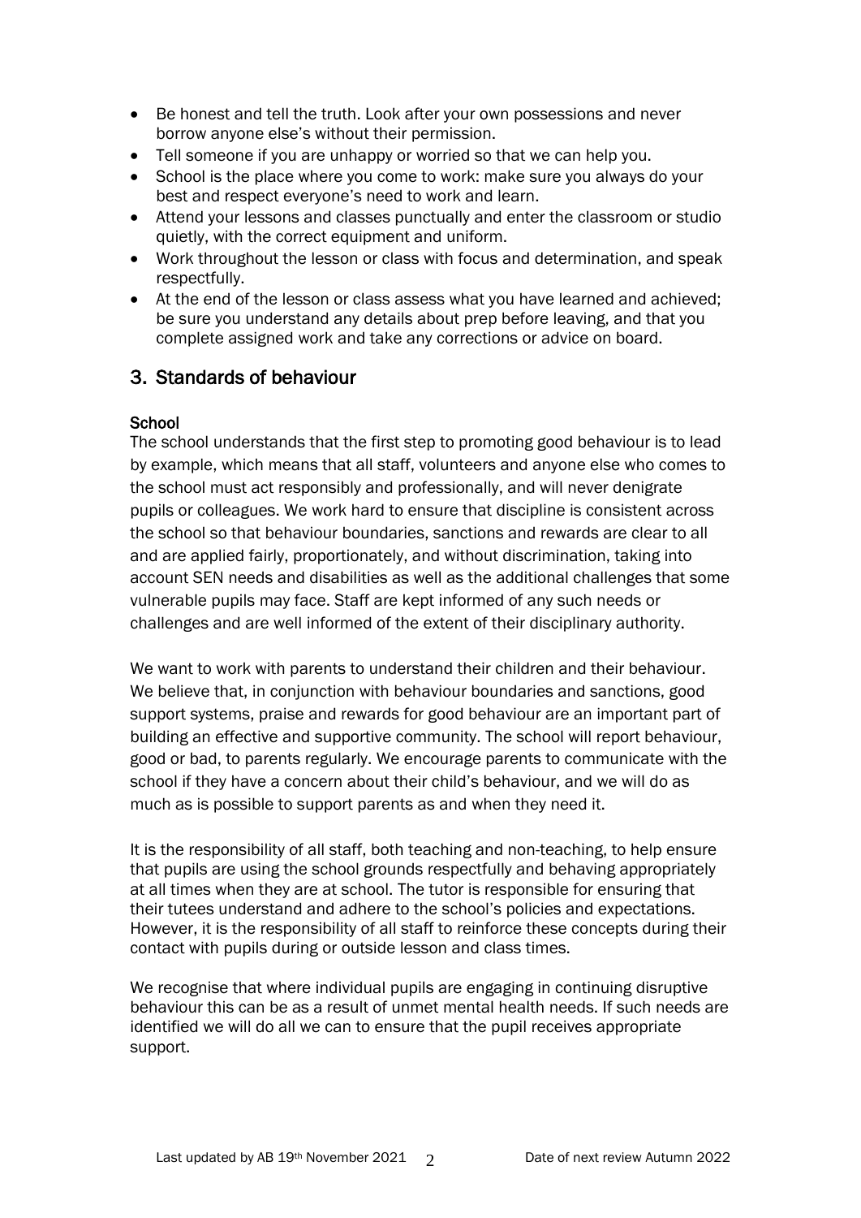- Be honest and tell the truth. Look after your own possessions and never borrow anyone else's without their permission.
- Tell someone if you are unhappy or worried so that we can help you.
- School is the place where you come to work: make sure you always do your best and respect everyone's need to work and learn.
- Attend your lessons and classes punctually and enter the classroom or studio quietly, with the correct equipment and uniform.
- Work throughout the lesson or class with focus and determination, and speak respectfully.
- At the end of the lesson or class assess what you have learned and achieved; be sure you understand any details about prep before leaving, and that you complete assigned work and take any corrections or advice on board.

## 3. Standards of behaviour

**School**

The school understands that the first step to promoting good behaviour is to lead by example, which means that all staff, volunteers and anyone else who comes to the school must act responsibly and professionally, and will never denigrate pupils or colleagues. We work hard to ensure that discipline is consistent across the school so that behaviour boundaries, sanctions and rewards are clear to all and are applied fairly, proportionately, and without discrimination, taking into account SEN needs and disabilities as well as the additional challenges that some vulnerable pupils may face. Staff are kept informed of any such needs or challenges and are well informed of the extent of their disciplinary authority.

We want to work with parents to understand their children and their behaviour. We believe that, in conjunction with behaviour boundaries and sanctions, good support systems, praise and rewards for good behaviour are an important part of building an effective and supportive community. The school will report behaviour, good or bad, to parents regularly. We encourage parents to communicate with the school if they have a concern about their child's behaviour, and we will do as much as is possible to support parents as and when they need it.

It is the responsibility of all staff, both teaching and non-teaching, to help ensure that pupils are using the school grounds respectfully and behaving appropriately at all times when they are at school. The tutor is responsible for ensuring that their tutees understand and adhere to the school's policies and expectations. However, it is the responsibility of all staff to reinforce these concepts during their contact with pupils during or outside lesson and class times.

We recognise that where individual pupils are engaging in continuing disruptive behaviour this can be as a result of unmet mental health needs. If such needs are identified we will do all we can to ensure that the pupil receives appropriate support.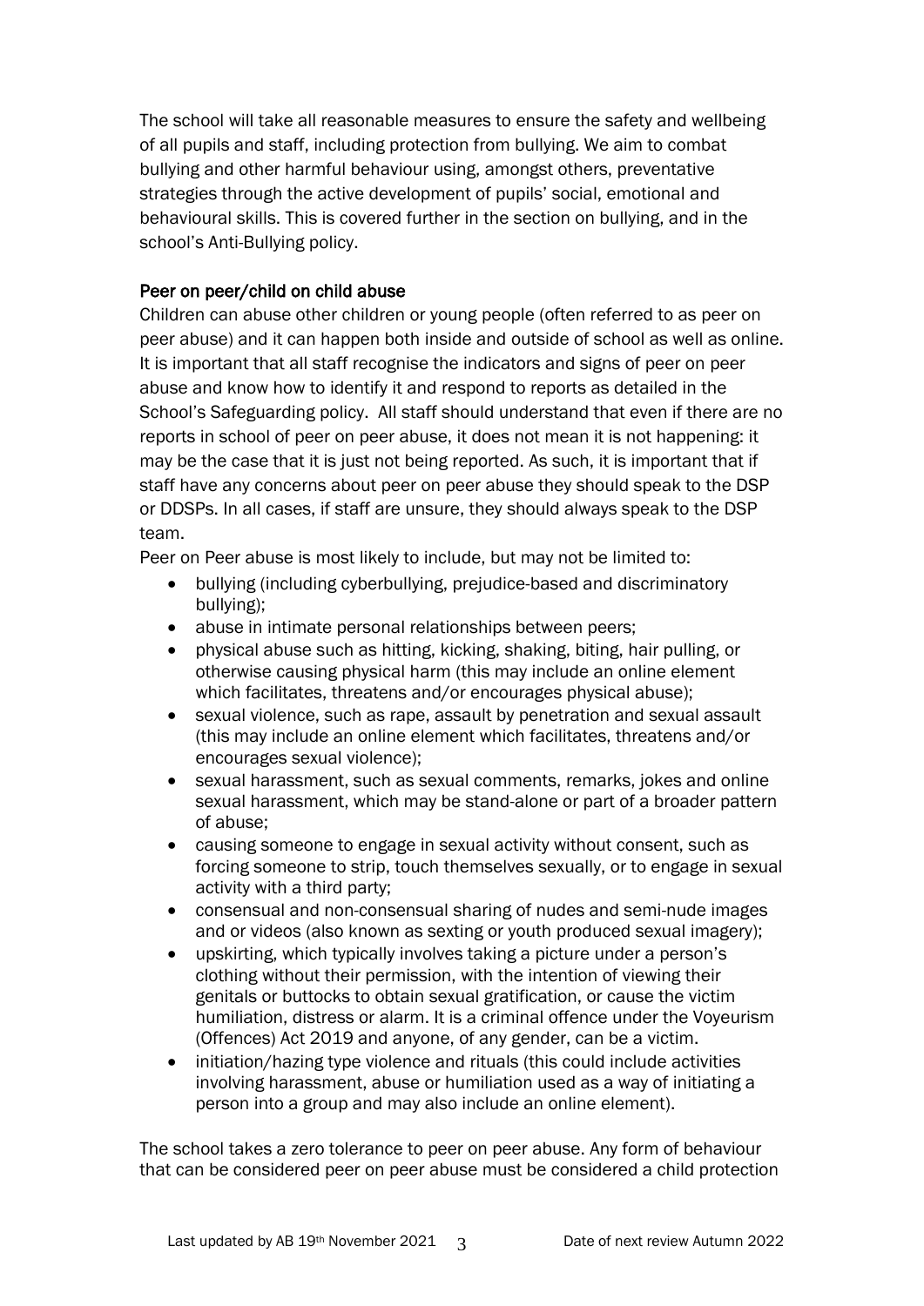The school will take all reasonable measures to ensure the safety and wellbeing of all pupils and staff, including protection from bullying. We aim to combat bullying and other harmful behaviour using, amongst others, preventative strategies through the active development of pupils' social, emotional and behavioural skills. This is covered further in the section on bullying, and in the school's Anti-Bullying policy.

Peer on peer/child on child abuse

Children can abuse other children or young people (often referred to as peer on peer abuse) and it can happen both inside and outside of school as well as online. It is important that all staff recognise the indicators and signs of peer on peer abuse and know how to identify it and respond to reports as detailed in the School's Safeguarding policy. All staff should understand that even if there are no reports in school of peer on peer abuse, it does not mean it is not happening: it may be the case that it is just not being reported. As such, it is important that if staff have any concerns about peer on peer abuse they should speak to the DSP or DDSPs. In all cases, if staff are unsure, they should always speak to the DSP team.

Peer on Peer abuse is most likely to include, but may not be limited to:

- bullying (including cyberbullying, prejudice-based and discriminatory bullying);
- abuse in intimate personal relationships between peers;
- physical abuse such as hitting, kicking, shaking, biting, hair pulling, or otherwise causing physical harm (this may include an online element which facilitates, threatens and/or encourages physical abuse);
- sexual violence, such as rape, assault by penetration and sexual assault (this may include an online element which facilitates, threatens and/or encourages sexual violence);
- sexual harassment, such as sexual comments, remarks, jokes and online sexual harassment, which may be stand-alone or part of a broader pattern of abuse;
- causing someone to engage in sexual activity without consent, such as forcing someone to strip, touch themselves sexually, or to engage in sexual activity with a third party;
- consensual and non-consensual sharing of nudes and semi-nude images and or videos (also known as sexting or youth produced sexual imagery);
- upskirting, which typically involves taking a picture under a person's clothing without their permission, with the intention of viewing their genitals or buttocks to obtain sexual gratification, or cause the victim humiliation, distress or alarm. It is a criminal offence under the Voyeurism (Offences) Act 2019 and anyone, of any gender, can be a victim.
- initiation/hazing type violence and rituals (this could include activities involving harassment, abuse or humiliation used as a way of initiating a person into a group and may also include an online element).

The school takes a zero tolerance to peer on peer abuse. Any form of behaviour that can be considered peer on peer abuse must be considered a child protection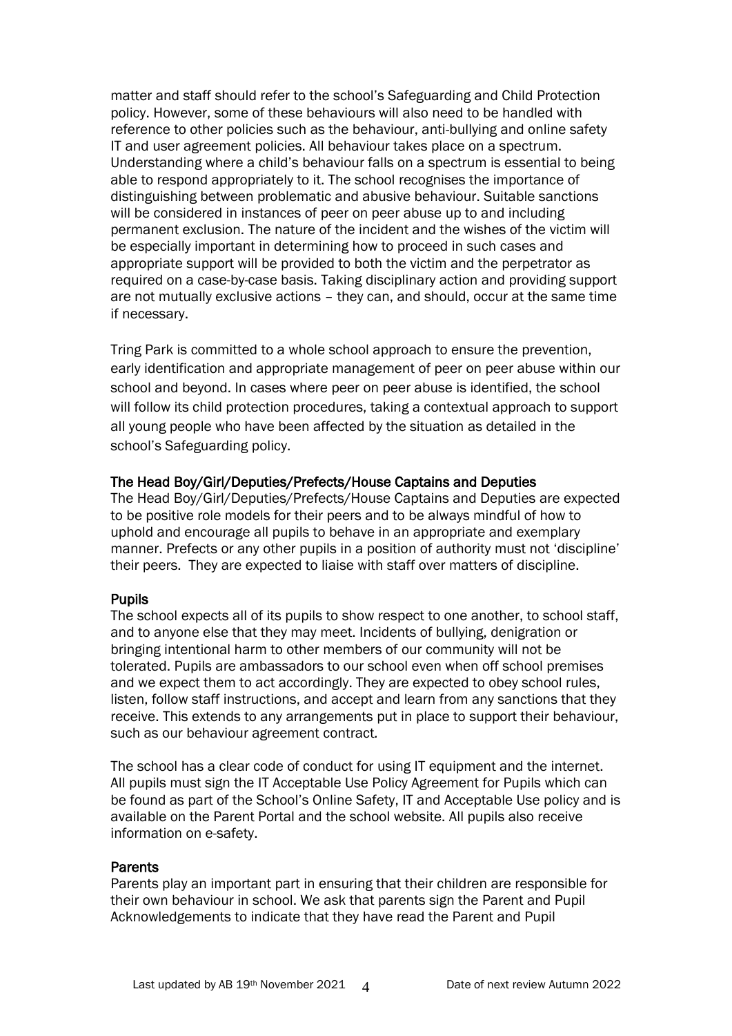matter and staff should refer to the school's Safeguarding and Child Protection policy. However, some of these behaviours will also need to be handled with reference to other policies such as the behaviour, anti-bullying and online safety IT and user agreement policies. All behaviour takes place on a spectrum. Understanding where a child's behaviour falls on a spectrum is essential to being able to respond appropriately to it. The school recognises the importance of distinguishing between problematic and abusive behaviour. Suitable sanctions will be considered in instances of peer on peer abuse up to and including permanent exclusion. The nature of the incident and the wishes of the victim will be especially important in determining how to proceed in such cases and appropriate support will be provided to both the victim and the perpetrator as required on a case-by-case basis. Taking disciplinary action and providing support are not mutually exclusive actions – they can, and should, occur at the same time if necessary.

Tring Park is committed to a whole school approach to ensure the prevention, early identification and appropriate management of peer on peer abuse within our school and beyond. In cases where peer on peer abuse is identified, the school will follow its child protection procedures, taking a contextual approach to support all young people who have been affected by the situation as detailed in the school's Safeguarding policy.

### The Head Boy/Girl/Deputies/Prefects/House Captains and Deputies

The Head Boy/Girl/Deputies/Prefects/House Captains and Deputies are expected to be positive role models for their peers and to be always mindful of how to uphold and encourage all pupils to behave in an appropriate and exemplary manner. Prefects or any other pupils in a position of authority must not 'discipline' their peers. They are expected to liaise with staff over matters of discipline.

### Pupils

The school expects all of its pupils to show respect to one another, to school staff, and to anyone else that they may meet. Incidents of bullying, denigration or bringing intentional harm to other members of our community will not be tolerated. Pupils are ambassadors to our school even when off school premises and we expect them to act accordingly. They are expected to obey school rules, listen, follow staff instructions, and accept and learn from any sanctions that they receive. This extends to any arrangements put in place to support their behaviour, such as our behaviour agreement contract.

The school has a clear code of conduct for using IT equipment and the internet. All pupils must sign the IT Acceptable Use Policy Agreement for Pupils which can be found as part of the School's Online Safety, IT and Acceptable Use policy and is available on the Parent Portal and the school website. All pupils also receive information on e-safety.

### Parents

Parents play an important part in ensuring that their children are responsible for their own behaviour in school. We ask that parents sign the Parent and Pupil Acknowledgements to indicate that they have read the Parent and Pupil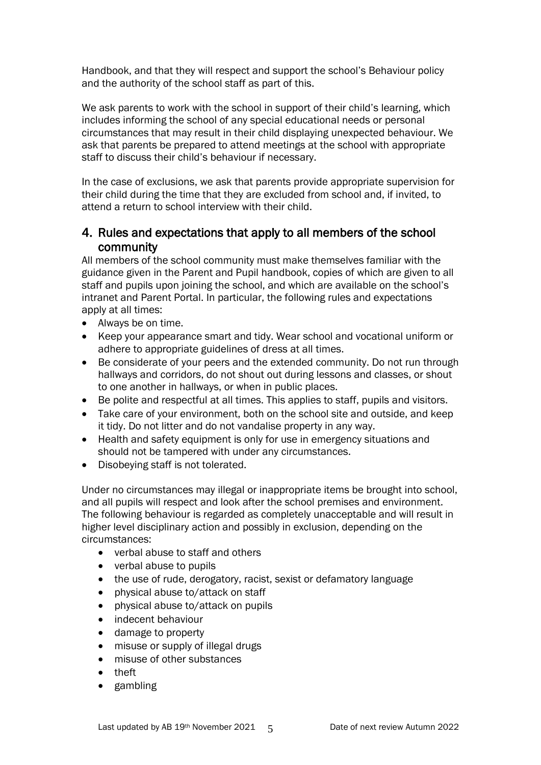Handbook, and that they will respect and support the school's Behaviour policy and the authority of the school staff as part of this.

We ask parents to work with the school in support of their child's learning, which includes informing the school of any special educational needs or personal circumstances that may result in their child displaying unexpected behaviour. We ask that parents be prepared to attend meetings at the school with appropriate staff to discuss their child's behaviour if necessary.

In the case of exclusions, we ask that parents provide appropriate supervision for their child during the time that they are excluded from school and, if invited, to attend a return to school interview with their child.

## 4. Rules and expectations that apply to all members of the school community

All members of the school community must make themselves familiar with the guidance given in the Parent and Pupil handbook, copies of which are given to all staff and pupils upon joining the school, and which are available on the school's intranet and Parent Portal. In particular, the following rules and expectations apply at all times:

- Always be on time.
- Keep your appearance smart and tidy. Wear school and vocational uniform or adhere to appropriate guidelines of dress at all times.
- Be considerate of your peers and the extended community. Do not run through hallways and corridors, do not shout out during lessons and classes, or shout to one another in hallways, or when in public places.
- Be polite and respectful at all times. This applies to staff, pupils and visitors.
- Take care of your environment, both on the school site and outside, and keep it tidy. Do not litter and do not vandalise property in any way.
- Health and safety equipment is only for use in emergency situations and should not be tampered with under any circumstances.
- Disobeying staff is not tolerated.

Under no circumstances may illegal or inappropriate items be brought into school, and all pupils will respect and look after the school premises and environment. The following behaviour is regarded as completely unacceptable and will result in higher level disciplinary action and possibly in exclusion, depending on the circumstances:

- verbal abuse to staff and others
- verbal abuse to pupils
- the use of rude, derogatory, racist, sexist or defamatory language
- physical abuse to/attack on staff
- physical abuse to/attack on pupils
- indecent behaviour
- damage to property
- misuse or supply of illegal drugs
- misuse of other substances
- theft
- gambling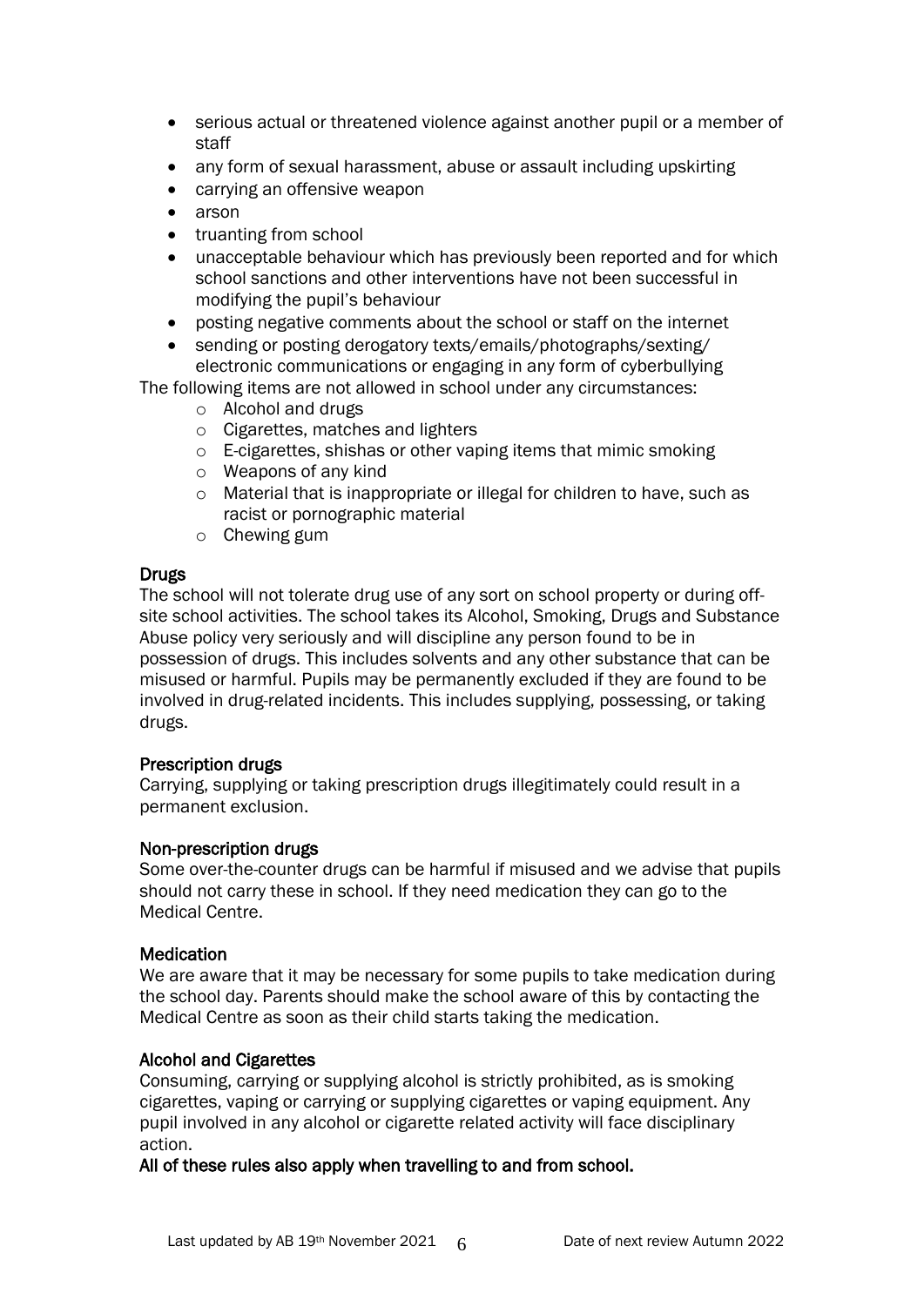- serious actual or threatened violence against another pupil or a member of staff
- any form of sexual harassment, abuse or assault including upskirting
- carrying an offensive weapon
- arson
- truanting from school
- unacceptable behaviour which has previously been reported and for which school sanctions and other interventions have not been successful in modifying the pupil's behaviour
- posting negative comments about the school or staff on the internet
- sending or posting derogatory texts/emails/photographs/sexting/ electronic communications or engaging in any form of cyberbullying

The following items are not allowed in school under any circumstances:

- Alcohol and drugs
- Cigarettes, matches and lighters
- E-cigarettes, shishas or other vaping items that mimic smoking
- Weapons of any kind
- Material that is inappropriate or illegal for children to have, such as racist or pornographic material
- Chewing gum

### Drugs

The school will not tolerate drug use of any sort on school property or during off-site school activities. The school takes its Alcohol, Smoking, Drugs and Substance Abuse policy very seriously and will discipline any person found to be in possession of drugs. This includes solvents and any other substance that can be misused or harmful. Pupils may be permanently excluded if they are found to be involved in drug-related incidents. This includes supplying, possessing, or taking drugs.

### Prescription drugs

Carrying, supplying or taking prescription drugs illegitimately could result in a permanent exclusion.

### Non-prescription drugs

Some over-the-counter drugs can be harmful if misused and we advise that pupils should not carry these in school. If they need medication they can go to the Medical Centre.

### Medication

We are aware that it may be necessary for some pupils to take medication during the school day. Parents should make the school aware of this by contacting the Medical Centre as soon as their child starts taking the medication.

### Alcohol and Cigarettes

Consuming, carrying or supplying alcohol is strictly prohibited, as is smoking cigarettes, vaping or carrying or supplying cigarettes or vaping equipment. Any pupil involved in any alcohol or cigarette related activity will face disciplinary action.

**All of these rules also apply when travelling to and from school.**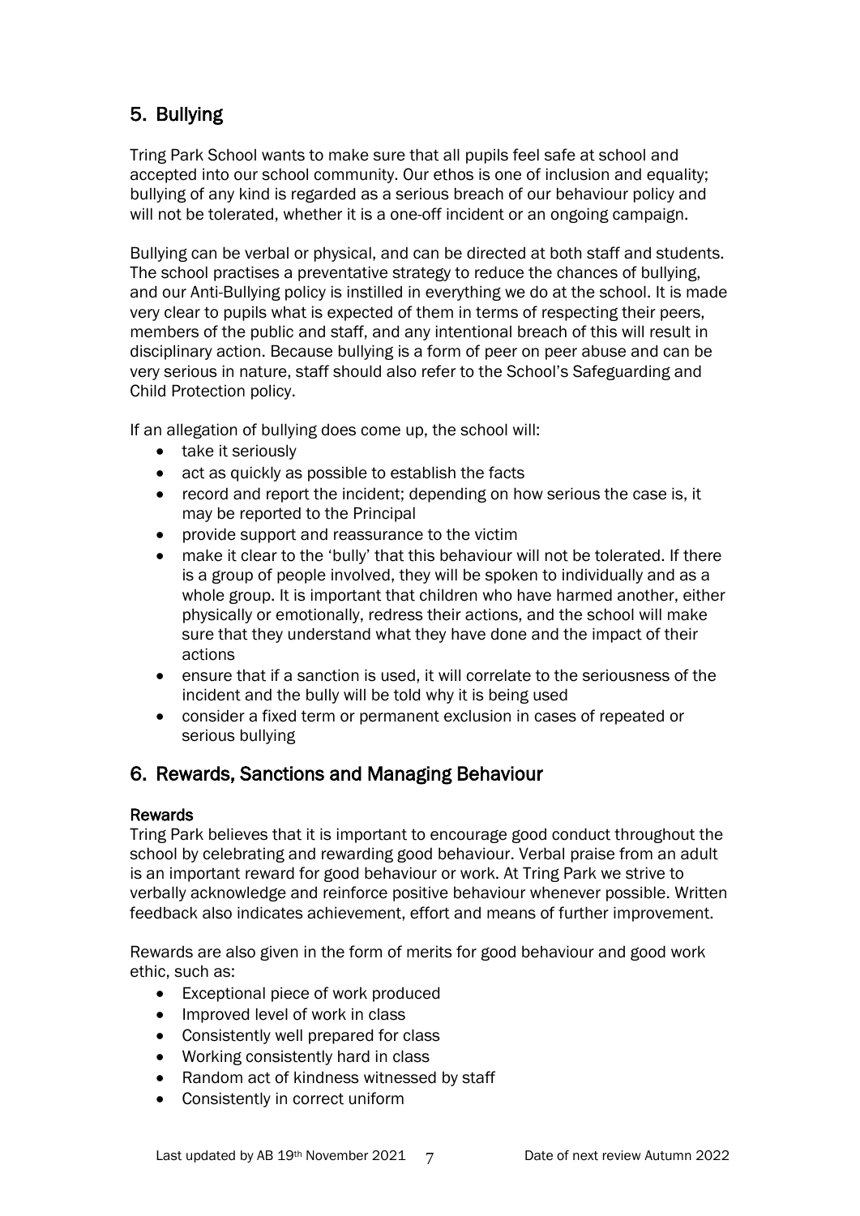## 5. Bullying

Tring Park School wants to make sure that all pupils feel safe at school and accepted into our school community. Our ethos is one of inclusion and equality; bullying of any kind is regarded as a serious breach of our behaviour policy and will not be tolerated, whether it is a one-off incident or an ongoing campaign.

Bullying can be verbal or physical, and can be directed at both staff and students. The school practises a preventative strategy to reduce the chances of bullying, and our Anti-Bullying policy is instilled in everything we do at the school. It is made very clear to pupils what is expected of them in terms of respecting their peers, members of the public and staff, and any intentional breach of this will result in disciplinary action. Because bullying is a form of peer on peer abuse and can be very serious in nature, staff should also refer to the School's Safeguarding and Child Protection policy.

If an allegation of bullying does come up, the school will:

- take it seriously
- act as quickly as possible to establish the facts
- record and report the incident; depending on how serious the case is, it may be reported to the Principal
- provide support and reassurance to the victim
- make it clear to the 'bully' that this behaviour will not be tolerated. If there is a group of people involved, they will be spoken to individually and as a whole group. It is important that children who have harmed another, either physically or emotionally, redress their actions, and the school will make sure that they understand what they have done and the impact of their actions
- ensure that if a sanction is used, it will correlate to the seriousness of the incident and the bully will be told why it is being used
- consider a fixed term or permanent exclusion in cases of repeated or serious bullying

## 6. Rewards, Sanctions and Managing Behaviour

**Rewards**

Tring Park believes that it is important to encourage good conduct throughout the school by celebrating and rewarding good behaviour. Verbal praise from an adult is an important reward for good behaviour or work. At Tring Park we strive to verbally acknowledge and reinforce positive behaviour whenever possible. Written feedback also indicates achievement, effort and means of further improvement.

Rewards are also given in the form of merits for good behaviour and good work ethic, such as:

- Exceptional piece of work produced
- Improved level of work in class
- Consistently well prepared for class
- Working consistently hard in class
- Random act of kindness witnessed by staff
- Consistently in correct uniform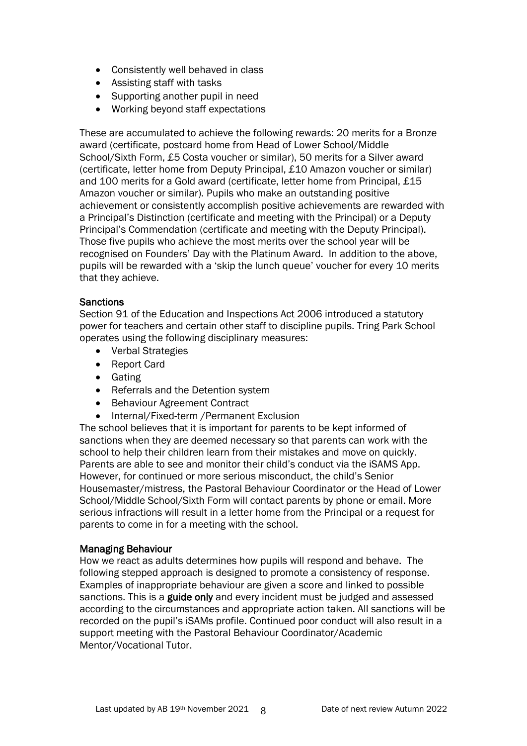- Consistently well behaved in class
- Assisting staff with tasks
- Supporting another pupil in need
- Working beyond staff expectations

These are accumulated to achieve the following rewards: 20 merits for a Bronze award (certificate, postcard home from Head of Lower School/Middle School/Sixth Form, £5 Costa voucher or similar), 50 merits for a Silver award (certificate, letter home from Deputy Principal, £10 Amazon voucher or similar) and 100 merits for a Gold award (certificate, letter home from Principal, £15 Amazon voucher or similar). Pupils who make an outstanding positive achievement or consistently accomplish positive achievements are rewarded with a Principal's Distinction (certificate and meeting with the Principal) or a Deputy Principal's Commendation (certificate and meeting with the Deputy Principal). Those five pupils who achieve the most merits over the school year will be recognised on Founders' Day with the Platinum Award. In addition to the above, pupils will be rewarded with a 'skip the lunch queue' voucher for every 10 merits that they achieve.

### Sanctions

Section 91 of the Education and Inspections Act 2006 introduced a statutory power for teachers and certain other staff to discipline pupils. Tring Park School operates using the following disciplinary measures:

- Verbal Strategies
- Report Card
- Gating
- Referrals and the Detention system
- Behaviour Agreement Contract
- Internal/Fixed-term /Permanent Exclusion

The school believes that it is important for parents to be kept informed of sanctions when they are deemed necessary so that parents can work with the school to help their children learn from their mistakes and move on quickly. Parents are able to see and monitor their child's conduct via the iSAMS App. However, for continued or more serious misconduct, the child's Senior Housemaster/mistress, the Pastoral Behaviour Coordinator or the Head of Lower School/Middle School/Sixth Form will contact parents by phone or email. More serious infractions will result in a letter home from the Principal or a request for parents to come in for a meeting with the school.

### Managing Behaviour

How we react as adults determines how pupils will respond and behave. The following stepped approach is designed to promote a consistency of response. Examples of inappropriate behaviour are given a score and linked to possible sanctions. This is a **guide only** and every incident must be judged and assessed according to the circumstances and appropriate action taken. All sanctions will be recorded on the pupil's iSAMs profile. Continued poor conduct will also result in a support meeting with the Pastoral Behaviour Coordinator/Academic Mentor/Vocational Tutor.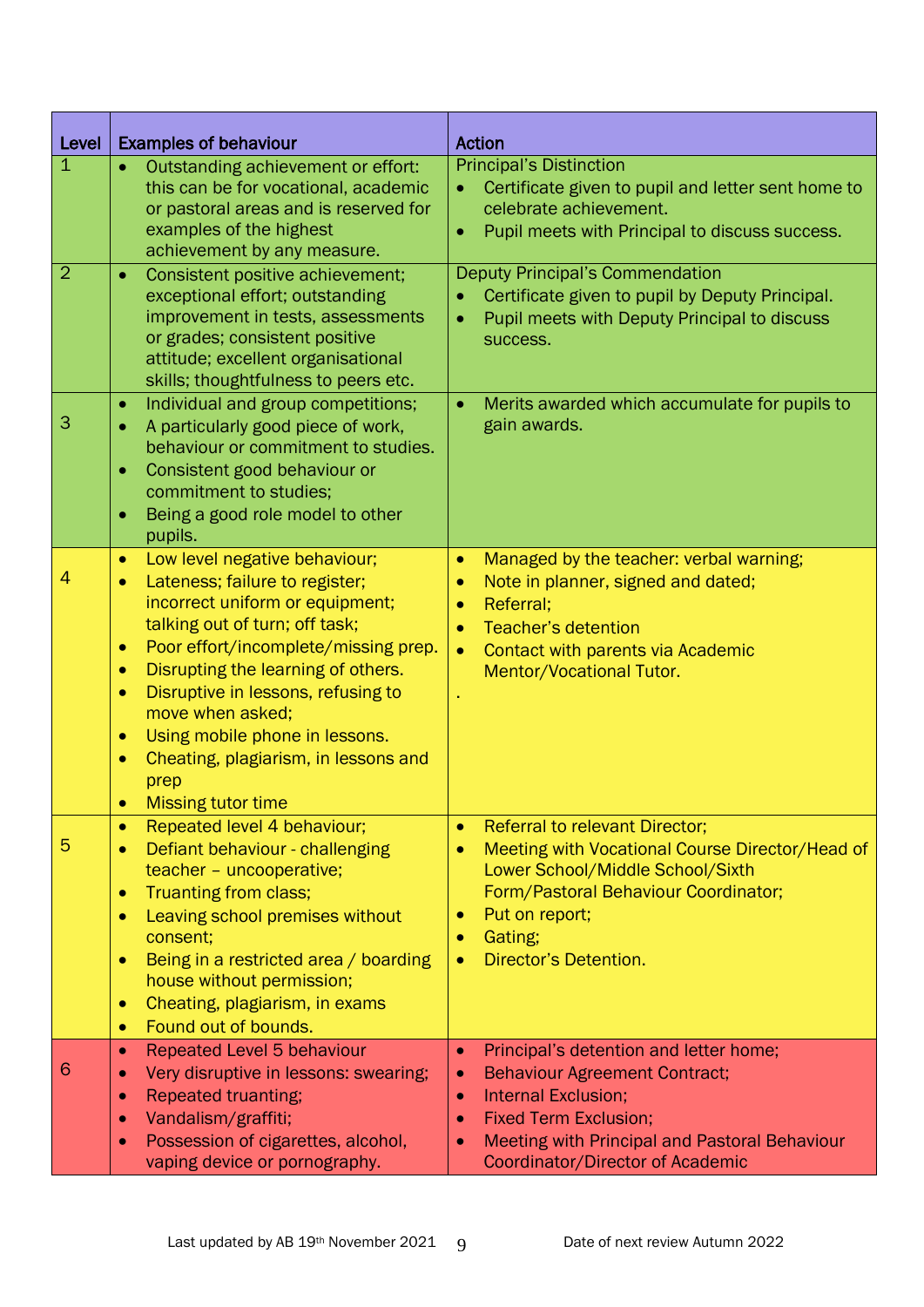| Level | Examples of behaviour | Action |
|---|---|---|
| 1 | • Outstanding achievement or effort: this can be for vocational, academic or pastoral areas and is reserved for examples of the highest achievement by any measure. | Principal's Distinction<br>• Certificate given to pupil and letter sent home to celebrate achievement.<br>• Pupil meets with Principal to discuss success. |
| 2 | • Consistent positive achievement; exceptional effort; outstanding improvement in tests, assessments or grades; consistent positive attitude; excellent organisational skills; thoughtfulness to peers etc. | Deputy Principal's Commendation<br>• Certificate given to pupil by Deputy Principal.<br>• Pupil meets with Deputy Principal to discuss success. |
| 3 | • Individual and group competitions;<br>• A particularly good piece of work, behaviour or commitment to studies.<br>• Consistent good behaviour or commitment to studies;<br>• Being a good role model to other pupils. | • Merits awarded which accumulate for pupils to gain awards. |
| 4 | • Low level negative behaviour;<br>• Lateness; failure to register; incorrect uniform or equipment; talking out of turn; off task;<br>• Poor effort/incomplete/missing prep.<br>• Disrupting the learning of others.<br>• Disruptive in lessons, refusing to move when asked;<br>• Using mobile phone in lessons.<br>• Cheating, plagiarism, in lessons and prep<br>• Missing tutor time | • Managed by the teacher: verbal warning;<br>• Note in planner, signed and dated;<br>• Referral;<br>• Teacher's detention<br>• Contact with parents via Academic Mentor/Vocational Tutor.<br>. |
| 5 | • Repeated level 4 behaviour;<br>• Defiant behaviour - challenging teacher – uncooperative;<br>• Truanting from class;<br>• Leaving school premises without consent;<br>• Being in a restricted area / boarding house without permission;<br>• Cheating, plagiarism, in exams<br>• Found out of bounds. | • Referral to relevant Director;<br>• Meeting with Vocational Course Director/Head of Lower School/Middle School/Sixth Form/Pastoral Behaviour Coordinator;<br>• Put on report;<br>• Gating;<br>• Director's Detention. |
| 6 | • Repeated Level 5 behaviour<br>• Very disruptive in lessons: swearing;<br>• Repeated truanting;<br>• Vandalism/graffiti;<br>• Possession of cigarettes, alcohol, vaping device or pornography. | • Principal's detention and letter home;<br>• Behaviour Agreement Contract;<br>• Internal Exclusion;<br>• Fixed Term Exclusion;<br>• Meeting with Principal and Pastoral Behaviour Coordinator/Director of Academic |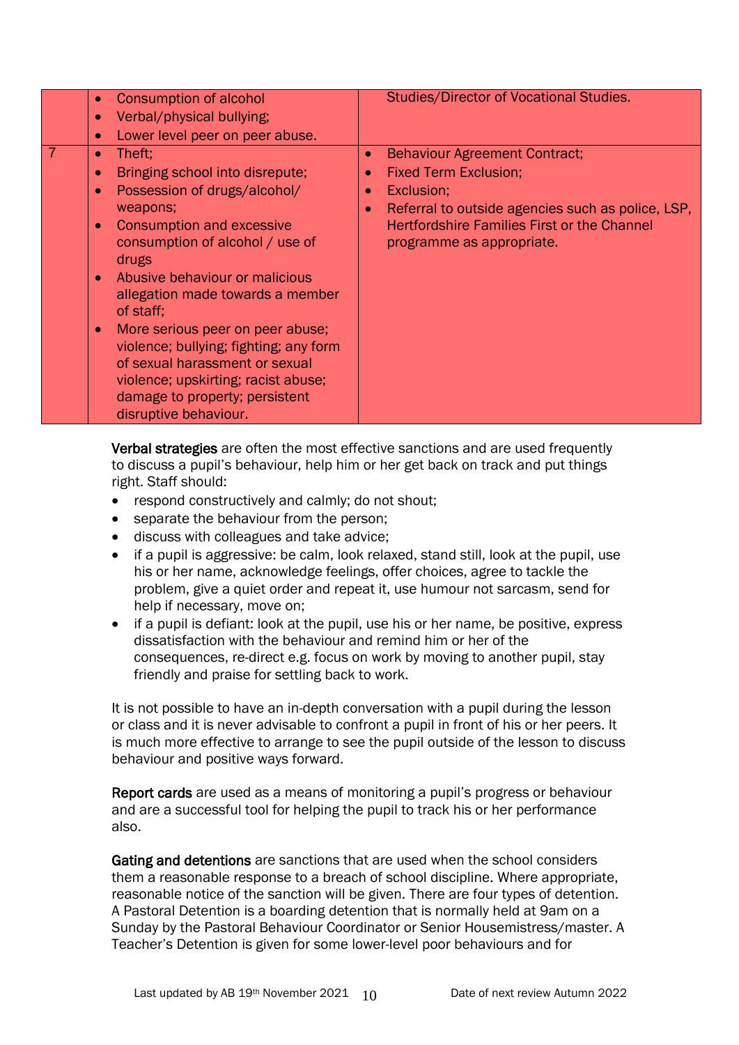| | | |
|---|---|---|
| | • Consumption of alcohol<br>• Verbal/physical bullying;<br>• Lower level peer on peer abuse. | Studies/Director of Vocational Studies. |
| 7 | • Theft;<br>• Bringing school into disrepute;<br>• Possession of drugs/alcohol/ weapons;<br>• Consumption and excessive consumption of alcohol / use of drugs<br>• Abusive behaviour or malicious allegation made towards a member of staff;<br>• More serious peer on peer abuse; violence; bullying; fighting; any form of sexual harassment or sexual violence; upskirting; racist abuse; damage to property; persistent disruptive behaviour. | • Behaviour Agreement Contract;<br>• Fixed Term Exclusion;<br>• Exclusion;<br>• Referral to outside agencies such as police, LSP, Hertfordshire Families First or the Channel programme as appropriate. |

**Verbal strategies** are often the most effective sanctions and are used frequently to discuss a pupil's behaviour, help him or her get back on track and put things right. Staff should:

- respond constructively and calmly; do not shout;
- separate the behaviour from the person;
- discuss with colleagues and take advice;
- if a pupil is aggressive: be calm, look relaxed, stand still, look at the pupil, use his or her name, acknowledge feelings, offer choices, agree to tackle the problem, give a quiet order and repeat it, use humour not sarcasm, send for help if necessary, move on;
- if a pupil is defiant: look at the pupil, use his or her name, be positive, express dissatisfaction with the behaviour and remind him or her of the consequences, re-direct e.g. focus on work by moving to another pupil, stay friendly and praise for settling back to work.

It is not possible to have an in-depth conversation with a pupil during the lesson or class and it is never advisable to confront a pupil in front of his or her peers. It is much more effective to arrange to see the pupil outside of the lesson to discuss behaviour and positive ways forward.

**Report cards** are used as a means of monitoring a pupil's progress or behaviour and are a successful tool for helping the pupil to track his or her performance also.

**Gating and detentions** are sanctions that are used when the school considers them a reasonable response to a breach of school discipline. Where appropriate, reasonable notice of the sanction will be given. There are four types of detention. A Pastoral Detention is a boarding detention that is normally held at 9am on a Sunday by the Pastoral Behaviour Coordinator or Senior Housemistress/master. A Teacher's Detention is given for some lower-level poor behaviours and for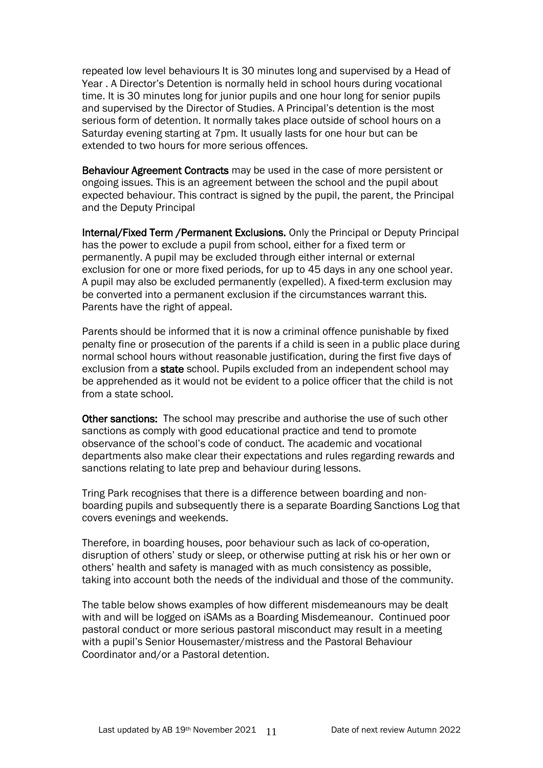repeated low level behaviours It is 30 minutes long and supervised by a Head of Year . A Director's Detention is normally held in school hours during vocational time. It is 30 minutes long for junior pupils and one hour long for senior pupils and supervised by the Director of Studies. A Principal's detention is the most serious form of detention. It normally takes place outside of school hours on a Saturday evening starting at 7pm. It usually lasts for one hour but can be extended to two hours for more serious offences.

**Behaviour Agreement Contracts** may be used in the case of more persistent or ongoing issues. This is an agreement between the school and the pupil about expected behaviour. This contract is signed by the pupil, the parent, the Principal and the Deputy Principal

**Internal/Fixed Term /Permanent Exclusions.** Only the Principal or Deputy Principal has the power to exclude a pupil from school, either for a fixed term or permanently. A pupil may be excluded through either internal or external exclusion for one or more fixed periods, for up to 45 days in any one school year. A pupil may also be excluded permanently (expelled). A fixed-term exclusion may be converted into a permanent exclusion if the circumstances warrant this. Parents have the right of appeal.

Parents should be informed that it is now a criminal offence punishable by fixed penalty fine or prosecution of the parents if a child is seen in a public place during normal school hours without reasonable justification, during the first five days of exclusion from a **state** school. Pupils excluded from an independent school may be apprehended as it would not be evident to a police officer that the child is not from a state school.

**Other sanctions:** The school may prescribe and authorise the use of such other sanctions as comply with good educational practice and tend to promote observance of the school's code of conduct. The academic and vocational departments also make clear their expectations and rules regarding rewards and sanctions relating to late prep and behaviour during lessons.

Tring Park recognises that there is a difference between boarding and non-boarding pupils and subsequently there is a separate Boarding Sanctions Log that covers evenings and weekends.

Therefore, in boarding houses, poor behaviour such as lack of co-operation, disruption of others' study or sleep, or otherwise putting at risk his or her own or others' health and safety is managed with as much consistency as possible, taking into account both the needs of the individual and those of the community.

The table below shows examples of how different misdemeanours may be dealt with and will be logged on iSAMs as a Boarding Misdemeanour. Continued poor pastoral conduct or more serious pastoral misconduct may result in a meeting with a pupil's Senior Housemaster/mistress and the Pastoral Behaviour Coordinator and/or a Pastoral detention.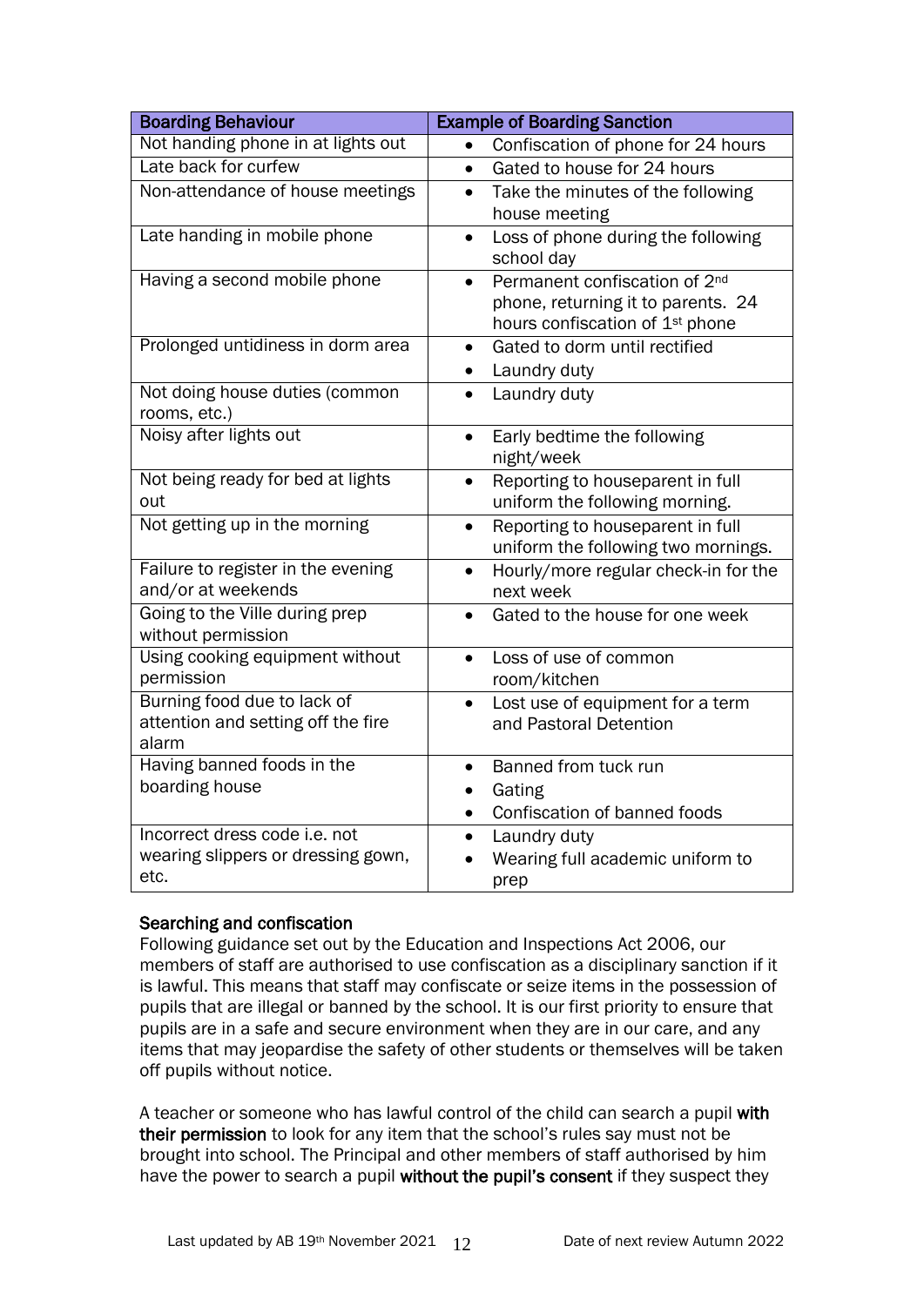| Boarding Behaviour | Example of Boarding Sanction |
| --- | --- |
| Not handing phone in at lights out | • Confiscation of phone for 24 hours |
| Late back for curfew | • Gated to house for 24 hours |
| Non-attendance of house meetings | • Take the minutes of the following house meeting |
| Late handing in mobile phone | • Loss of phone during the following school day |
| Having a second mobile phone | • Permanent confiscation of 2nd phone, returning it to parents. 24 hours confiscation of 1st phone |
| Prolonged untidiness in dorm area | • Gated to dorm until rectified<br>• Laundry duty |
| Not doing house duties (common rooms, etc.) | • Laundry duty |
| Noisy after lights out | • Early bedtime the following night/week |
| Not being ready for bed at lights out | • Reporting to houseparent in full uniform the following morning. |
| Not getting up in the morning | • Reporting to houseparent in full uniform the following two mornings. |
| Failure to register in the evening and/or at weekends | • Hourly/more regular check-in for the next week |
| Going to the Ville during prep without permission | • Gated to the house for one week |
| Using cooking equipment without permission | • Loss of use of common room/kitchen |
| Burning food due to lack of attention and setting off the fire alarm | • Lost use of equipment for a term and Pastoral Detention |
| Having banned foods in the boarding house | • Banned from tuck run<br>• Gating<br>• Confiscation of banned foods |
| Incorrect dress code i.e. not wearing slippers or dressing gown, etc. | • Laundry duty<br>• Wearing full academic uniform to prep |

### Searching and confiscation

Following guidance set out by the Education and Inspections Act 2006, our members of staff are authorised to use confiscation as a disciplinary sanction if it is lawful. This means that staff may confiscate or seize items in the possession of pupils that are illegal or banned by the school. It is our first priority to ensure that pupils are in a safe and secure environment when they are in our care, and any items that may jeopardise the safety of other students or themselves will be taken off pupils without notice.

A teacher or someone who has lawful control of the child can search a pupil **with their permission** to look for any item that the school's rules say must not be brought into school. The Principal and other members of staff authorised by him have the power to search a pupil **without the pupil's consent** if they suspect they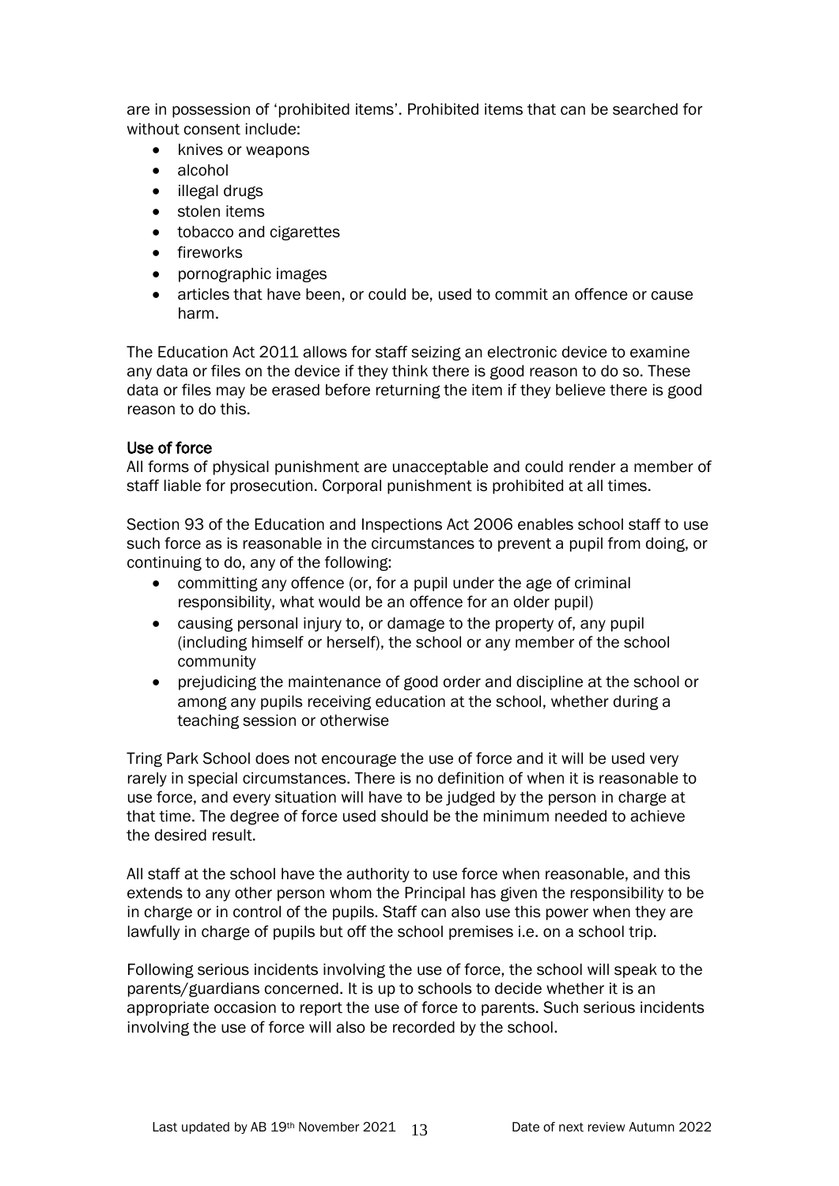are in possession of 'prohibited items'. Prohibited items that can be searched for without consent include:

- knives or weapons
- alcohol
- illegal drugs
- stolen items
- tobacco and cigarettes
- fireworks
- pornographic images
- articles that have been, or could be, used to commit an offence or cause harm.

The Education Act 2011 allows for staff seizing an electronic device to examine any data or files on the device if they think there is good reason to do so. These data or files may be erased before returning the item if they believe there is good reason to do this.

### Use of force

All forms of physical punishment are unacceptable and could render a member of staff liable for prosecution. Corporal punishment is prohibited at all times.

Section 93 of the Education and Inspections Act 2006 enables school staff to use such force as is reasonable in the circumstances to prevent a pupil from doing, or continuing to do, any of the following:

- committing any offence (or, for a pupil under the age of criminal responsibility, what would be an offence for an older pupil)
- causing personal injury to, or damage to the property of, any pupil (including himself or herself), the school or any member of the school community
- prejudicing the maintenance of good order and discipline at the school or among any pupils receiving education at the school, whether during a teaching session or otherwise

Tring Park School does not encourage the use of force and it will be used very rarely in special circumstances. There is no definition of when it is reasonable to use force, and every situation will have to be judged by the person in charge at that time. The degree of force used should be the minimum needed to achieve the desired result.

All staff at the school have the authority to use force when reasonable, and this extends to any other person whom the Principal has given the responsibility to be in charge or in control of the pupils. Staff can also use this power when they are lawfully in charge of pupils but off the school premises i.e. on a school trip.

Following serious incidents involving the use of force, the school will speak to the parents/guardians concerned. It is up to schools to decide whether it is an appropriate occasion to report the use of force to parents. Such serious incidents involving the use of force will also be recorded by the school.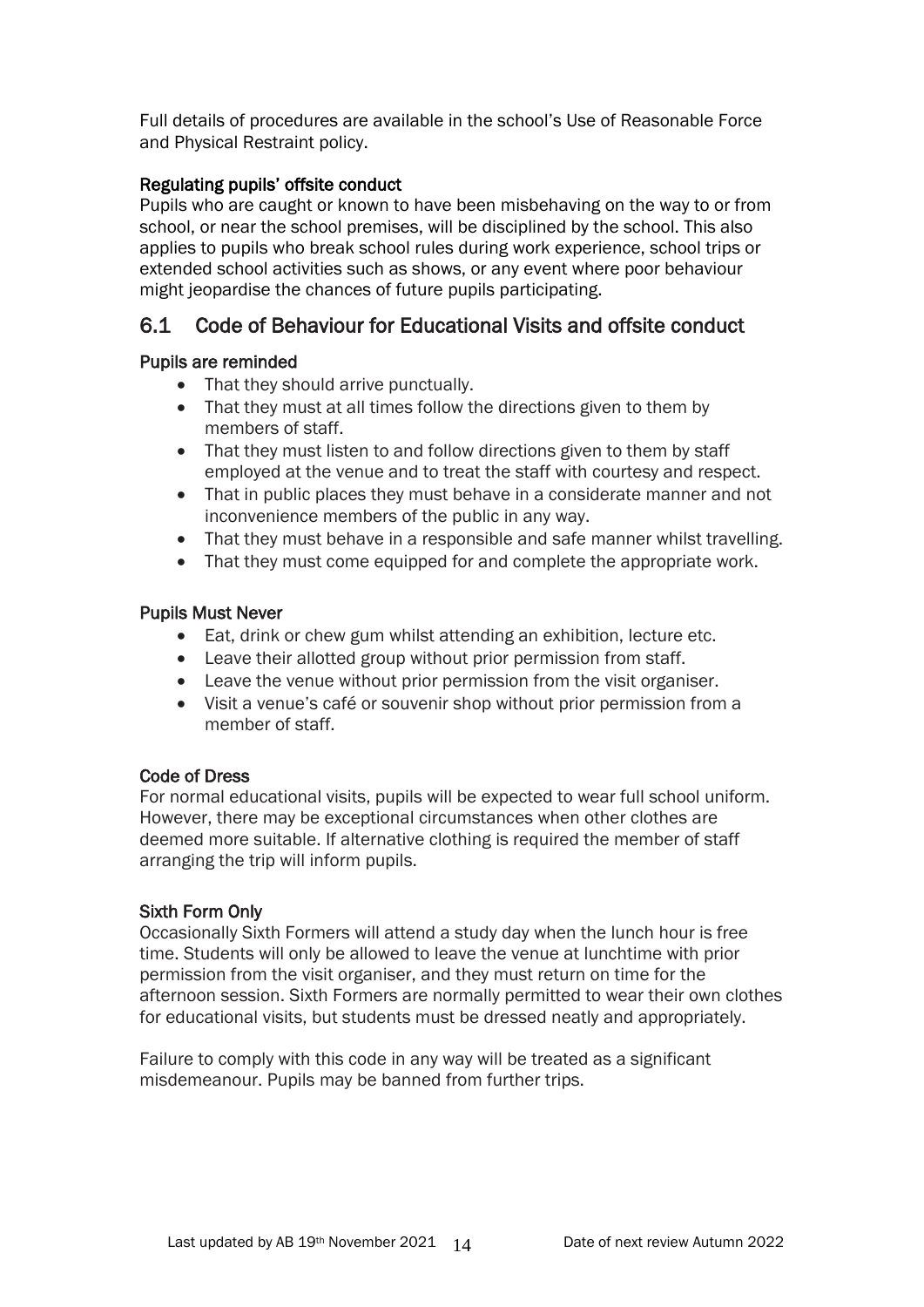Full details of procedures are available in the school's Use of Reasonable Force and Physical Restraint policy.

### Regulating pupils' offsite conduct

Pupils who are caught or known to have been misbehaving on the way to or from school, or near the school premises, will be disciplined by the school. This also applies to pupils who break school rules during work experience, school trips or extended school activities such as shows, or any event where poor behaviour might jeopardise the chances of future pupils participating.

## 6.1 Code of Behaviour for Educational Visits and offsite conduct

### Pupils are reminded

- That they should arrive punctually.
- That they must at all times follow the directions given to them by members of staff.
- That they must listen to and follow directions given to them by staff employed at the venue and to treat the staff with courtesy and respect.
- That in public places they must behave in a considerate manner and not inconvenience members of the public in any way.
- That they must behave in a responsible and safe manner whilst travelling.
- That they must come equipped for and complete the appropriate work.

### Pupils Must Never

- Eat, drink or chew gum whilst attending an exhibition, lecture etc.
- Leave their allotted group without prior permission from staff.
- Leave the venue without prior permission from the visit organiser.
- Visit a venue's café or souvenir shop without prior permission from a member of staff.

### Code of Dress

For normal educational visits, pupils will be expected to wear full school uniform. However, there may be exceptional circumstances when other clothes are deemed more suitable. If alternative clothing is required the member of staff arranging the trip will inform pupils.

### Sixth Form Only

Occasionally Sixth Formers will attend a study day when the lunch hour is free time. Students will only be allowed to leave the venue at lunchtime with prior permission from the visit organiser, and they must return on time for the afternoon session. Sixth Formers are normally permitted to wear their own clothes for educational visits, but students must be dressed neatly and appropriately.

Failure to comply with this code in any way will be treated as a significant misdemeanour. Pupils may be banned from further trips.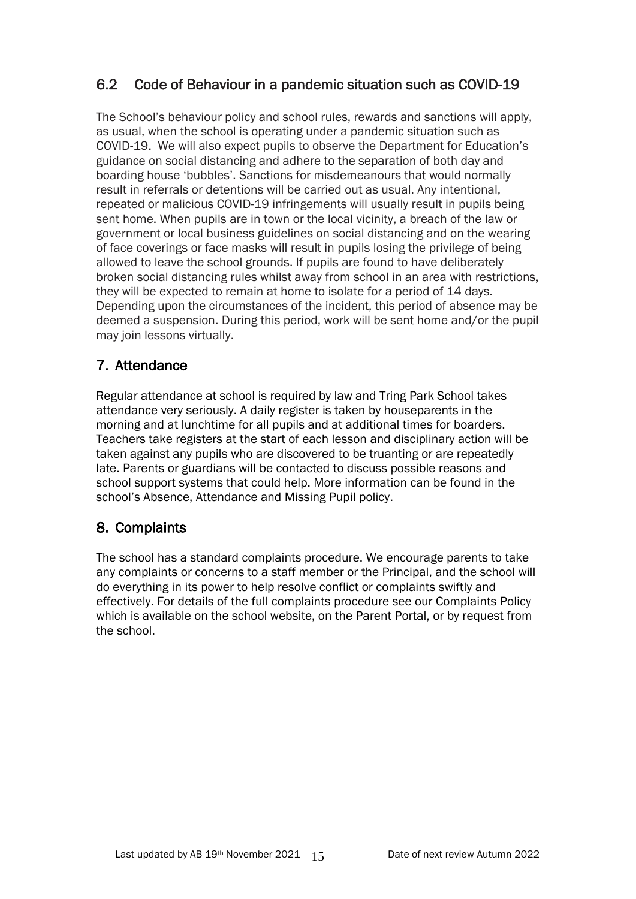## 6.2 Code of Behaviour in a pandemic situation such as COVID-19

The School's behaviour policy and school rules, rewards and sanctions will apply, as usual, when the school is operating under a pandemic situation such as COVID-19. We will also expect pupils to observe the Department for Education's guidance on social distancing and adhere to the separation of both day and boarding house 'bubbles'. Sanctions for misdemeanours that would normally result in referrals or detentions will be carried out as usual. Any intentional, repeated or malicious COVID-19 infringements will usually result in pupils being sent home. When pupils are in town or the local vicinity, a breach of the law or government or local business guidelines on social distancing and on the wearing of face coverings or face masks will result in pupils losing the privilege of being allowed to leave the school grounds. If pupils are found to have deliberately broken social distancing rules whilst away from school in an area with restrictions, they will be expected to remain at home to isolate for a period of 14 days. Depending upon the circumstances of the incident, this period of absence may be deemed a suspension. During this period, work will be sent home and/or the pupil may join lessons virtually.

## 7. Attendance

Regular attendance at school is required by law and Tring Park School takes attendance very seriously. A daily register is taken by houseparents in the morning and at lunchtime for all pupils and at additional times for boarders. Teachers take registers at the start of each lesson and disciplinary action will be taken against any pupils who are discovered to be truanting or are repeatedly late. Parents or guardians will be contacted to discuss possible reasons and school support systems that could help. More information can be found in the school's Absence, Attendance and Missing Pupil policy.

## 8. Complaints

The school has a standard complaints procedure. We encourage parents to take any complaints or concerns to a staff member or the Principal, and the school will do everything in its power to help resolve conflict or complaints swiftly and effectively. For details of the full complaints procedure see our Complaints Policy which is available on the school website, on the Parent Portal, or by request from the school.